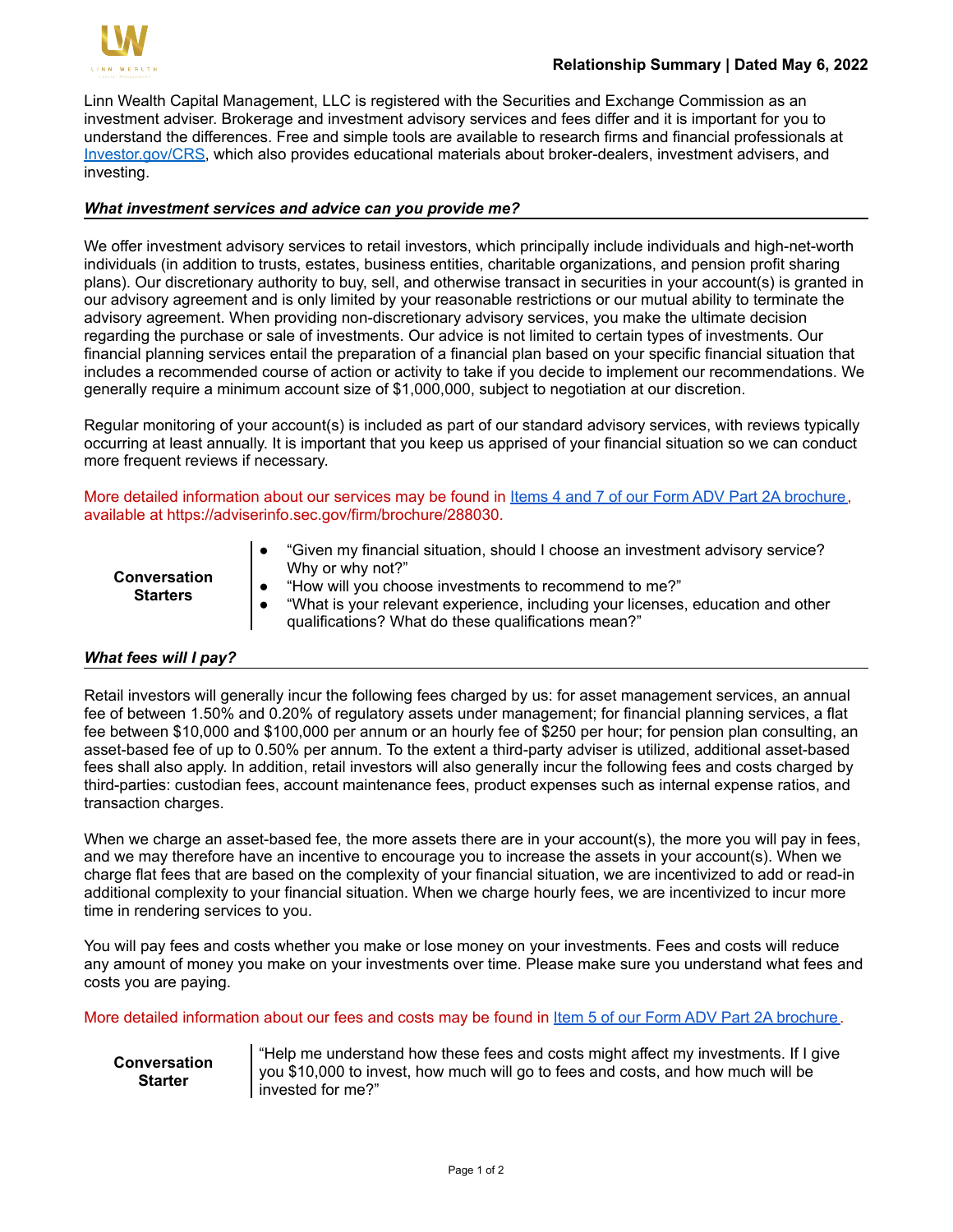**Relationship Summary | Dated May 6, 2022**

Linn Wealth Capital Management, LLC is registered with the Securities and Exchange Commission as an investment adviser. Brokerage and investment advisory services and fees differ and it is important for you to understand the differences. Free and simple tools are available to research firms and financial professionals at Investor.gov/CRS, which also provides educational materials about broker-dealers, investment advisers, and investing.

***What investment services and advice can you provide me?***

We offer investment advisory services to retail investors, which principally include individuals and high-net-worth individuals (in addition to trusts, estates, business entities, charitable organizations, and pension profit sharing plans). Our discretionary authority to buy, sell, and otherwise transact in securities in your account(s) is granted in our advisory agreement and is only limited by your reasonable restrictions or our mutual ability to terminate the advisory agreement. When providing non-discretionary advisory services, you make the ultimate decision regarding the purchase or sale of investments. Our advice is not limited to certain types of investments. Our financial planning services entail the preparation of a financial plan based on your specific financial situation that includes a recommended course of action or activity to take if you decide to implement our recommendations. We generally require a minimum account size of $1,000,000, subject to negotiation at our discretion.

Regular monitoring of your account(s) is included as part of our standard advisory services, with reviews typically occurring at least annually. It is important that you keep us apprised of your financial situation so we can conduct more frequent reviews if necessary.

More detailed information about our services may be found in Items 4 and 7 of our Form ADV Part 2A brochure, available at https://adviserinfo.sec.gov/firm/brochure/288030.

**Conversation Starters**

- "Given my financial situation, should I choose an investment advisory service? Why or why not?"
- "How will you choose investments to recommend to me?"
- "What is your relevant experience, including your licenses, education and other qualifications? What do these qualifications mean?"

***What fees will I pay?***

Retail investors will generally incur the following fees charged by us: for asset management services, an annual fee of between 1.50% and 0.20% of regulatory assets under management; for financial planning services, a flat fee between $10,000 and $100,000 per annum or an hourly fee of $250 per hour; for pension plan consulting, an asset-based fee of up to 0.50% per annum. To the extent a third-party adviser is utilized, additional asset-based fees shall also apply. In addition, retail investors will also generally incur the following fees and costs charged by third-parties: custodian fees, account maintenance fees, product expenses such as internal expense ratios, and transaction charges.

When we charge an asset-based fee, the more assets there are in your account(s), the more you will pay in fees, and we may therefore have an incentive to encourage you to increase the assets in your account(s). When we charge flat fees that are based on the complexity of your financial situation, we are incentivized to add or read-in additional complexity to your financial situation. When we charge hourly fees, we are incentivized to incur more time in rendering services to you.

You will pay fees and costs whether you make or lose money on your investments. Fees and costs will reduce any amount of money you make on your investments over time. Please make sure you understand what fees and costs you are paying.

More detailed information about our fees and costs may be found in Item 5 of our Form ADV Part 2A brochure.

**Conversation Starter**

"Help me understand how these fees and costs might affect my investments. If I give you $10,000 to invest, how much will go to fees and costs, and how much will be invested for me?"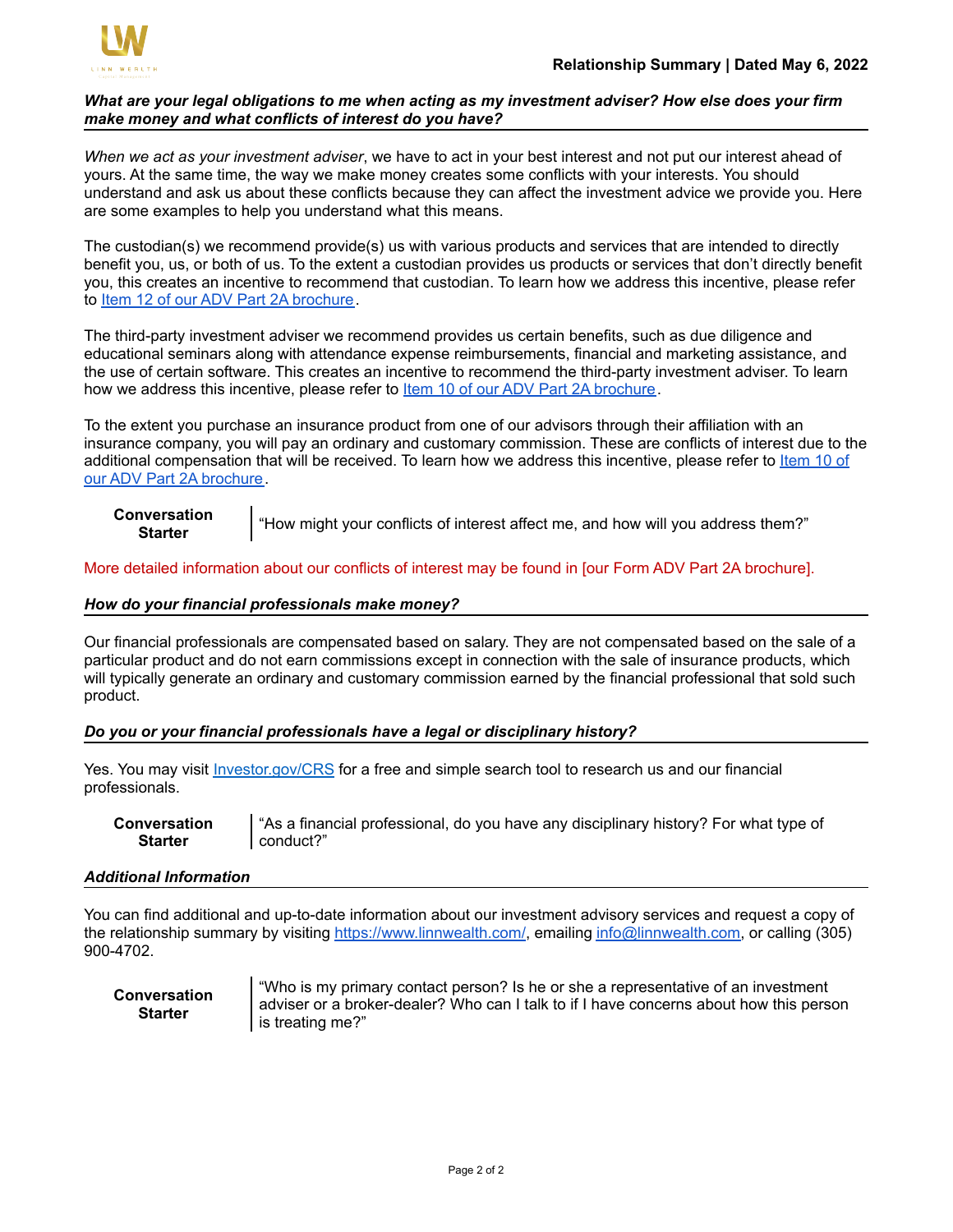### *What are your legal obligations to me when acting as my investment adviser? How else does your firm make money and what conflicts of interest do you have?*

*When we act as your investment adviser*, we have to act in your best interest and not put our interest ahead of yours. At the same time, the way we make money creates some conflicts with your interests. You should understand and ask us about these conflicts because they can affect the investment advice we provide you. Here are some examples to help you understand what this means.

The custodian(s) we recommend provide(s) us with various products and services that are intended to directly benefit you, us, or both of us. To the extent a custodian provides us products or services that don't directly benefit you, this creates an incentive to recommend that custodian. To learn how we address this incentive, please refer to Item 12 of our ADV Part 2A brochure.

The third-party investment adviser we recommend provides us certain benefits, such as due diligence and educational seminars along with attendance expense reimbursements, financial and marketing assistance, and the use of certain software. This creates an incentive to recommend the third-party investment adviser. To learn how we address this incentive, please refer to Item 10 of our ADV Part 2A brochure.

To the extent you purchase an insurance product from one of our advisors through their affiliation with an insurance company, you will pay an ordinary and customary commission. These are conflicts of interest due to the additional compensation that will be received. To learn how we address this incentive, please refer to Item 10 of our ADV Part 2A brochure.

**Conversation Starter** | "How might your conflicts of interest affect me, and how will you address them?"

More detailed information about our conflicts of interest may be found in [our Form ADV Part 2A brochure].

### *How do your financial professionals make money?*

Our financial professionals are compensated based on salary. They are not compensated based on the sale of a particular product and do not earn commissions except in connection with the sale of insurance products, which will typically generate an ordinary and customary commission earned by the financial professional that sold such product.

### *Do you or your financial professionals have a legal or disciplinary history?*

Yes. You may visit Investor.gov/CRS for a free and simple search tool to research us and our financial professionals.

**Conversation Starter** | "As a financial professional, do you have any disciplinary history? For what type of conduct?"

### *Additional Information*

You can find additional and up-to-date information about our investment advisory services and request a copy of the relationship summary by visiting https://www.linnwealth.com/, emailing info@linnwealth.com, or calling (305) 900-4702.

**Conversation Starter** | "Who is my primary contact person? Is he or she a representative of an investment adviser or a broker-dealer? Who can I talk to if I have concerns about how this person is treating me?"